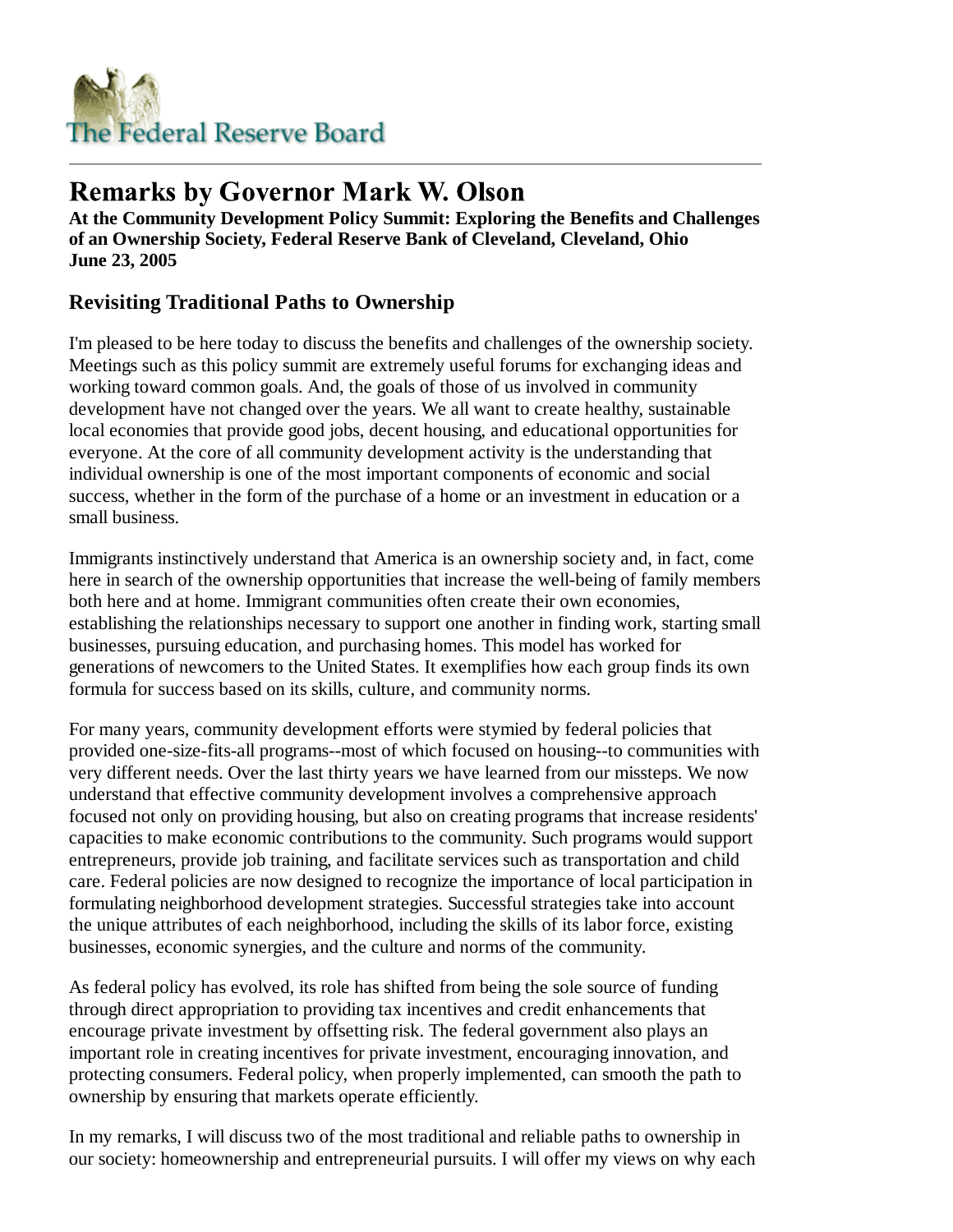The Federal Reserve Board

# Remarks by Governor Mark W. Olson

**At the Community Development Policy Summit: Exploring the Benefits and Challenges of an Ownership Society, Federal Reserve Bank of Cleveland, Cleveland, Ohio**
**June 23, 2005**

## Revisiting Traditional Paths to Ownership

I'm pleased to be here today to discuss the benefits and challenges of the ownership society. Meetings such as this policy summit are extremely useful forums for exchanging ideas and working toward common goals. And, the goals of those of us involved in community development have not changed over the years. We all want to create healthy, sustainable local economies that provide good jobs, decent housing, and educational opportunities for everyone. At the core of all community development activity is the understanding that individual ownership is one of the most important components of economic and social success, whether in the form of the purchase of a home or an investment in education or a small business.

Immigrants instinctively understand that America is an ownership society and, in fact, come here in search of the ownership opportunities that increase the well-being of family members both here and at home. Immigrant communities often create their own economies, establishing the relationships necessary to support one another in finding work, starting small businesses, pursuing education, and purchasing homes. This model has worked for generations of newcomers to the United States. It exemplifies how each group finds its own formula for success based on its skills, culture, and community norms.

For many years, community development efforts were stymied by federal policies that provided one-size-fits-all programs--most of which focused on housing--to communities with very different needs. Over the last thirty years we have learned from our missteps. We now understand that effective community development involves a comprehensive approach focused not only on providing housing, but also on creating programs that increase residents' capacities to make economic contributions to the community. Such programs would support entrepreneurs, provide job training, and facilitate services such as transportation and child care. Federal policies are now designed to recognize the importance of local participation in formulating neighborhood development strategies. Successful strategies take into account the unique attributes of each neighborhood, including the skills of its labor force, existing businesses, economic synergies, and the culture and norms of the community.

As federal policy has evolved, its role has shifted from being the sole source of funding through direct appropriation to providing tax incentives and credit enhancements that encourage private investment by offsetting risk. The federal government also plays an important role in creating incentives for private investment, encouraging innovation, and protecting consumers. Federal policy, when properly implemented, can smooth the path to ownership by ensuring that markets operate efficiently.

In my remarks, I will discuss two of the most traditional and reliable paths to ownership in our society: homeownership and entrepreneurial pursuits. I will offer my views on why each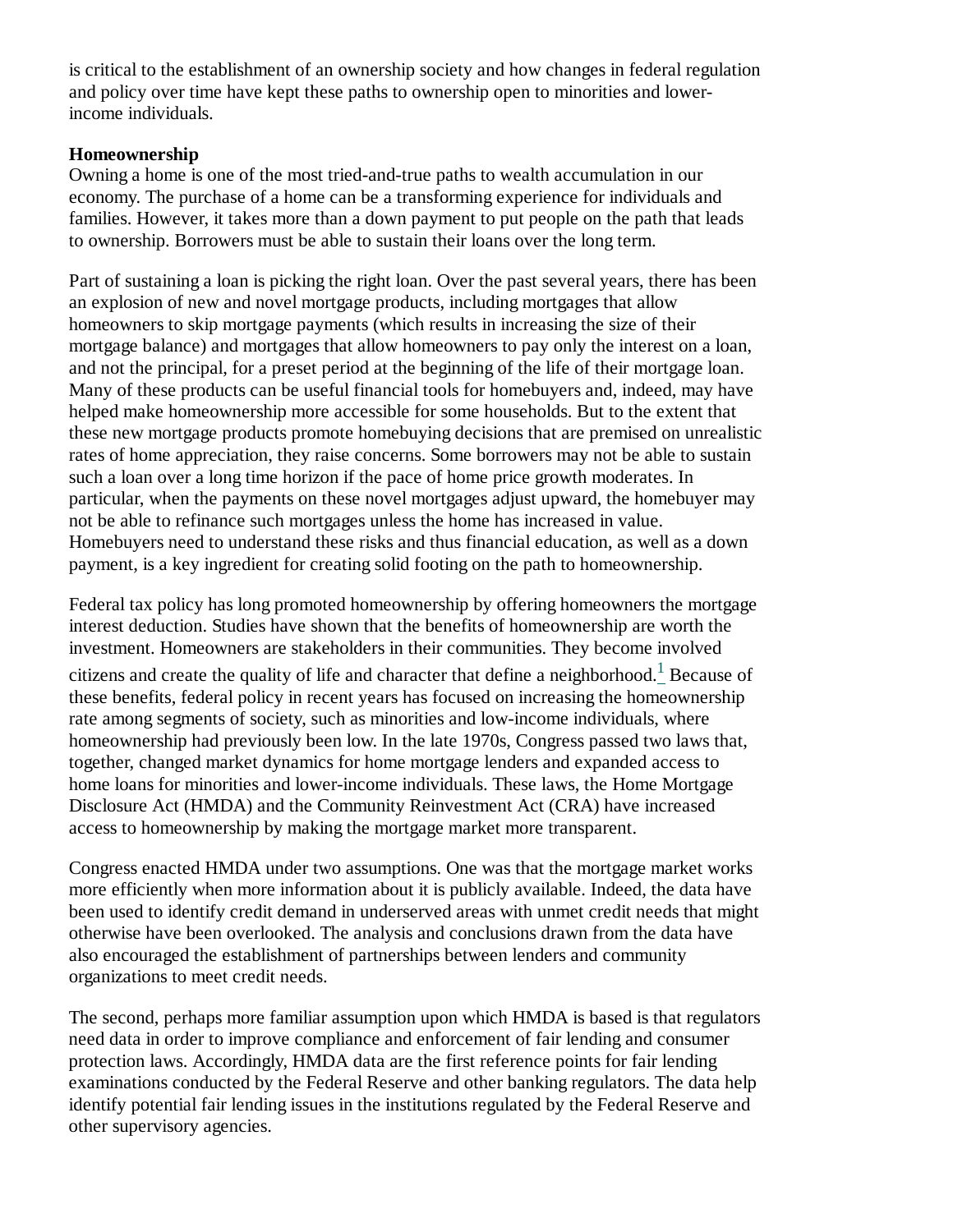is critical to the establishment of an ownership society and how changes in federal regulation and policy over time have kept these paths to ownership open to minorities and lower-income individuals.

**Homeownership**

Owning a home is one of the most tried-and-true paths to wealth accumulation in our economy. The purchase of a home can be a transforming experience for individuals and families. However, it takes more than a down payment to put people on the path that leads to ownership. Borrowers must be able to sustain their loans over the long term.

Part of sustaining a loan is picking the right loan. Over the past several years, there has been an explosion of new and novel mortgage products, including mortgages that allow homeowners to skip mortgage payments (which results in increasing the size of their mortgage balance) and mortgages that allow homeowners to pay only the interest on a loan, and not the principal, for a preset period at the beginning of the life of their mortgage loan. Many of these products can be useful financial tools for homebuyers and, indeed, may have helped make homeownership more accessible for some households. But to the extent that these new mortgage products promote homebuying decisions that are premised on unrealistic rates of home appreciation, they raise concerns. Some borrowers may not be able to sustain such a loan over a long time horizon if the pace of home price growth moderates. In particular, when the payments on these novel mortgages adjust upward, the homebuyer may not be able to refinance such mortgages unless the home has increased in value. Homebuyers need to understand these risks and thus financial education, as well as a down payment, is a key ingredient for creating solid footing on the path to homeownership.

Federal tax policy has long promoted homeownership by offering homeowners the mortgage interest deduction. Studies have shown that the benefits of homeownership are worth the investment. Homeowners are stakeholders in their communities. They become involved citizens and create the quality of life and character that define a neighborhood.[1] Because of these benefits, federal policy in recent years has focused on increasing the homeownership rate among segments of society, such as minorities and low-income individuals, where homeownership had previously been low. In the late 1970s, Congress passed two laws that, together, changed market dynamics for home mortgage lenders and expanded access to home loans for minorities and lower-income individuals. These laws, the Home Mortgage Disclosure Act (HMDA) and the Community Reinvestment Act (CRA) have increased access to homeownership by making the mortgage market more transparent.

Congress enacted HMDA under two assumptions. One was that the mortgage market works more efficiently when more information about it is publicly available. Indeed, the data have been used to identify credit demand in underserved areas with unmet credit needs that might otherwise have been overlooked. The analysis and conclusions drawn from the data have also encouraged the establishment of partnerships between lenders and community organizations to meet credit needs.

The second, perhaps more familiar assumption upon which HMDA is based is that regulators need data in order to improve compliance and enforcement of fair lending and consumer protection laws. Accordingly, HMDA data are the first reference points for fair lending examinations conducted by the Federal Reserve and other banking regulators. The data help identify potential fair lending issues in the institutions regulated by the Federal Reserve and other supervisory agencies.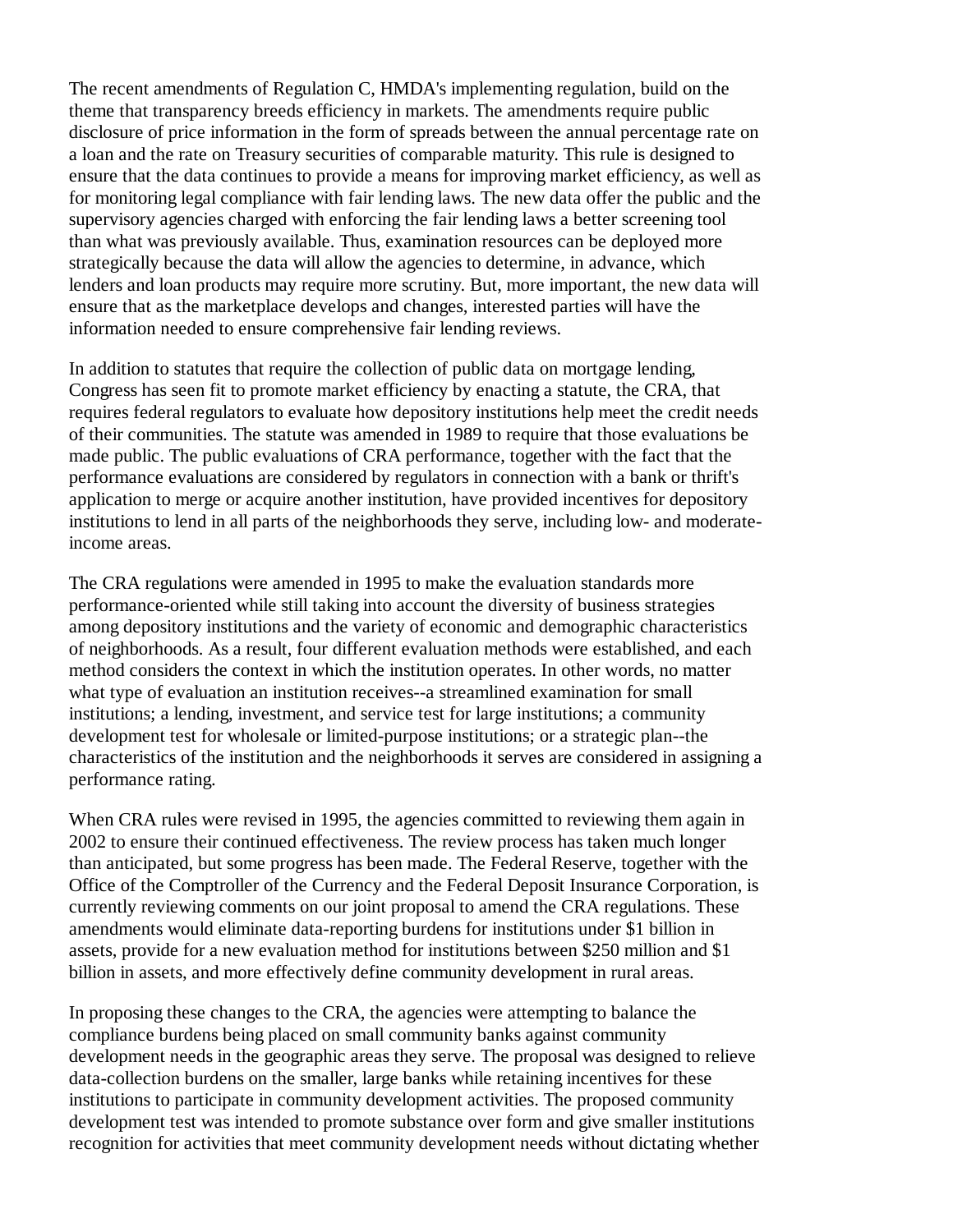The recent amendments of Regulation C, HMDA's implementing regulation, build on the theme that transparency breeds efficiency in markets. The amendments require public disclosure of price information in the form of spreads between the annual percentage rate on a loan and the rate on Treasury securities of comparable maturity. This rule is designed to ensure that the data continues to provide a means for improving market efficiency, as well as for monitoring legal compliance with fair lending laws. The new data offer the public and the supervisory agencies charged with enforcing the fair lending laws a better screening tool than what was previously available. Thus, examination resources can be deployed more strategically because the data will allow the agencies to determine, in advance, which lenders and loan products may require more scrutiny. But, more important, the new data will ensure that as the marketplace develops and changes, interested parties will have the information needed to ensure comprehensive fair lending reviews.

In addition to statutes that require the collection of public data on mortgage lending, Congress has seen fit to promote market efficiency by enacting a statute, the CRA, that requires federal regulators to evaluate how depository institutions help meet the credit needs of their communities. The statute was amended in 1989 to require that those evaluations be made public. The public evaluations of CRA performance, together with the fact that the performance evaluations are considered by regulators in connection with a bank or thrift's application to merge or acquire another institution, have provided incentives for depository institutions to lend in all parts of the neighborhoods they serve, including low- and moderate-income areas.

The CRA regulations were amended in 1995 to make the evaluation standards more performance-oriented while still taking into account the diversity of business strategies among depository institutions and the variety of economic and demographic characteristics of neighborhoods. As a result, four different evaluation methods were established, and each method considers the context in which the institution operates. In other words, no matter what type of evaluation an institution receives--a streamlined examination for small institutions; a lending, investment, and service test for large institutions; a community development test for wholesale or limited-purpose institutions; or a strategic plan--the characteristics of the institution and the neighborhoods it serves are considered in assigning a performance rating.

When CRA rules were revised in 1995, the agencies committed to reviewing them again in 2002 to ensure their continued effectiveness. The review process has taken much longer than anticipated, but some progress has been made. The Federal Reserve, together with the Office of the Comptroller of the Currency and the Federal Deposit Insurance Corporation, is currently reviewing comments on our joint proposal to amend the CRA regulations. These amendments would eliminate data-reporting burdens for institutions under $1 billion in assets, provide for a new evaluation method for institutions between $250 million and $1 billion in assets, and more effectively define community development in rural areas.

In proposing these changes to the CRA, the agencies were attempting to balance the compliance burdens being placed on small community banks against community development needs in the geographic areas they serve. The proposal was designed to relieve data-collection burdens on the smaller, large banks while retaining incentives for these institutions to participate in community development activities. The proposed community development test was intended to promote substance over form and give smaller institutions recognition for activities that meet community development needs without dictating whether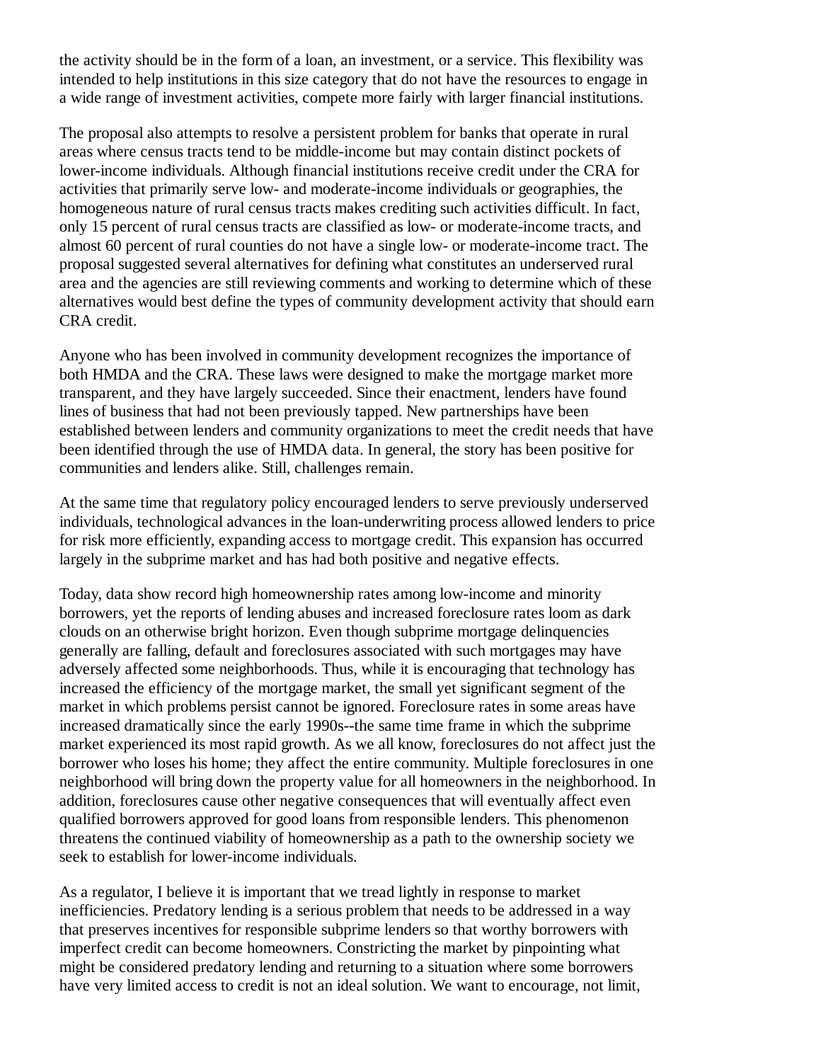the activity should be in the form of a loan, an investment, or a service. This flexibility was intended to help institutions in this size category that do not have the resources to engage in a wide range of investment activities, compete more fairly with larger financial institutions.

The proposal also attempts to resolve a persistent problem for banks that operate in rural areas where census tracts tend to be middle-income but may contain distinct pockets of lower-income individuals. Although financial institutions receive credit under the CRA for activities that primarily serve low- and moderate-income individuals or geographies, the homogeneous nature of rural census tracts makes crediting such activities difficult. In fact, only 15 percent of rural census tracts are classified as low- or moderate-income tracts, and almost 60 percent of rural counties do not have a single low- or moderate-income tract. The proposal suggested several alternatives for defining what constitutes an underserved rural area and the agencies are still reviewing comments and working to determine which of these alternatives would best define the types of community development activity that should earn CRA credit.

Anyone who has been involved in community development recognizes the importance of both HMDA and the CRA. These laws were designed to make the mortgage market more transparent, and they have largely succeeded. Since their enactment, lenders have found lines of business that had not been previously tapped. New partnerships have been established between lenders and community organizations to meet the credit needs that have been identified through the use of HMDA data. In general, the story has been positive for communities and lenders alike. Still, challenges remain.

At the same time that regulatory policy encouraged lenders to serve previously underserved individuals, technological advances in the loan-underwriting process allowed lenders to price for risk more efficiently, expanding access to mortgage credit. This expansion has occurred largely in the subprime market and has had both positive and negative effects.

Today, data show record high homeownership rates among low-income and minority borrowers, yet the reports of lending abuses and increased foreclosure rates loom as dark clouds on an otherwise bright horizon. Even though subprime mortgage delinquencies generally are falling, default and foreclosures associated with such mortgages may have adversely affected some neighborhoods. Thus, while it is encouraging that technology has increased the efficiency of the mortgage market, the small yet significant segment of the market in which problems persist cannot be ignored. Foreclosure rates in some areas have increased dramatically since the early 1990s--the same time frame in which the subprime market experienced its most rapid growth. As we all know, foreclosures do not affect just the borrower who loses his home; they affect the entire community. Multiple foreclosures in one neighborhood will bring down the property value for all homeowners in the neighborhood. In addition, foreclosures cause other negative consequences that will eventually affect even qualified borrowers approved for good loans from responsible lenders. This phenomenon threatens the continued viability of homeownership as a path to the ownership society we seek to establish for lower-income individuals.

As a regulator, I believe it is important that we tread lightly in response to market inefficiencies. Predatory lending is a serious problem that needs to be addressed in a way that preserves incentives for responsible subprime lenders so that worthy borrowers with imperfect credit can become homeowners. Constricting the market by pinpointing what might be considered predatory lending and returning to a situation where some borrowers have very limited access to credit is not an ideal solution. We want to encourage, not limit,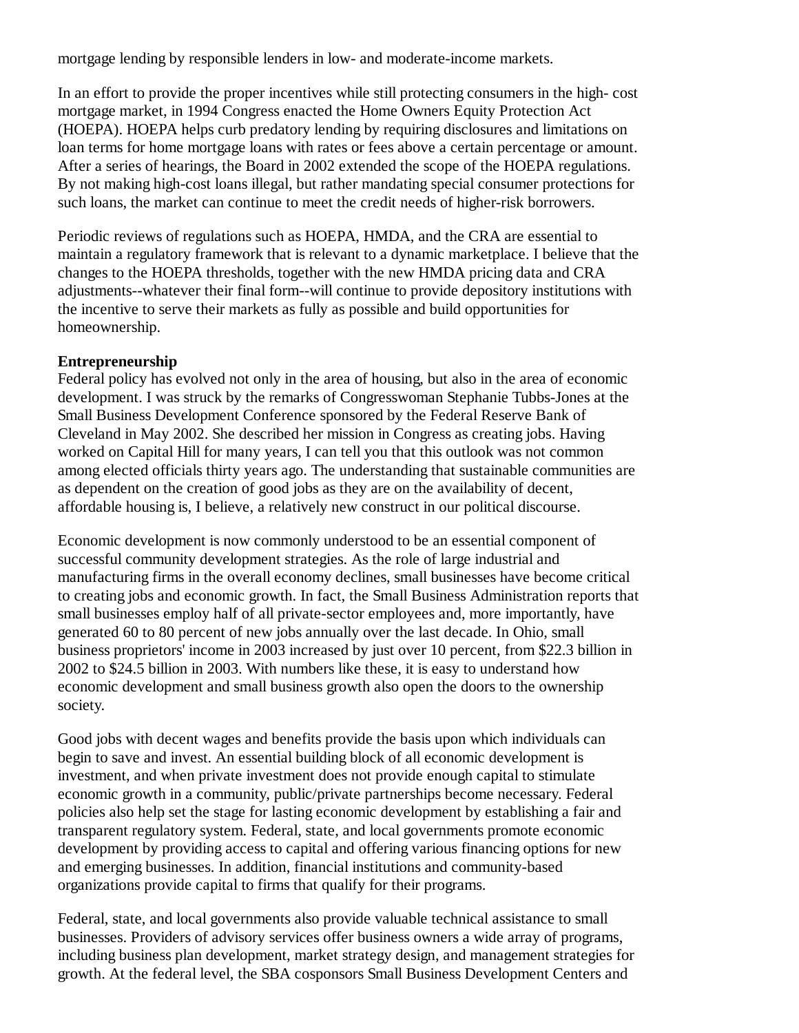mortgage lending by responsible lenders in low- and moderate-income markets.

In an effort to provide the proper incentives while still protecting consumers in the high- cost mortgage market, in 1994 Congress enacted the Home Owners Equity Protection Act (HOEPA). HOEPA helps curb predatory lending by requiring disclosures and limitations on loan terms for home mortgage loans with rates or fees above a certain percentage or amount. After a series of hearings, the Board in 2002 extended the scope of the HOEPA regulations. By not making high-cost loans illegal, but rather mandating special consumer protections for such loans, the market can continue to meet the credit needs of higher-risk borrowers.

Periodic reviews of regulations such as HOEPA, HMDA, and the CRA are essential to maintain a regulatory framework that is relevant to a dynamic marketplace. I believe that the changes to the HOEPA thresholds, together with the new HMDA pricing data and CRA adjustments--whatever their final form--will continue to provide depository institutions with the incentive to serve their markets as fully as possible and build opportunities for homeownership.

**Entrepreneurship**
Federal policy has evolved not only in the area of housing, but also in the area of economic development. I was struck by the remarks of Congresswoman Stephanie Tubbs-Jones at the Small Business Development Conference sponsored by the Federal Reserve Bank of Cleveland in May 2002. She described her mission in Congress as creating jobs. Having worked on Capital Hill for many years, I can tell you that this outlook was not common among elected officials thirty years ago. The understanding that sustainable communities are as dependent on the creation of good jobs as they are on the availability of decent, affordable housing is, I believe, a relatively new construct in our political discourse.

Economic development is now commonly understood to be an essential component of successful community development strategies. As the role of large industrial and manufacturing firms in the overall economy declines, small businesses have become critical to creating jobs and economic growth. In fact, the Small Business Administration reports that small businesses employ half of all private-sector employees and, more importantly, have generated 60 to 80 percent of new jobs annually over the last decade. In Ohio, small business proprietors' income in 2003 increased by just over 10 percent, from $22.3 billion in 2002 to $24.5 billion in 2003. With numbers like these, it is easy to understand how economic development and small business growth also open the doors to the ownership society.

Good jobs with decent wages and benefits provide the basis upon which individuals can begin to save and invest. An essential building block of all economic development is investment, and when private investment does not provide enough capital to stimulate economic growth in a community, public/private partnerships become necessary. Federal policies also help set the stage for lasting economic development by establishing a fair and transparent regulatory system. Federal, state, and local governments promote economic development by providing access to capital and offering various financing options for new and emerging businesses. In addition, financial institutions and community-based organizations provide capital to firms that qualify for their programs.

Federal, state, and local governments also provide valuable technical assistance to small businesses. Providers of advisory services offer business owners a wide array of programs, including business plan development, market strategy design, and management strategies for growth. At the federal level, the SBA cosponsors Small Business Development Centers and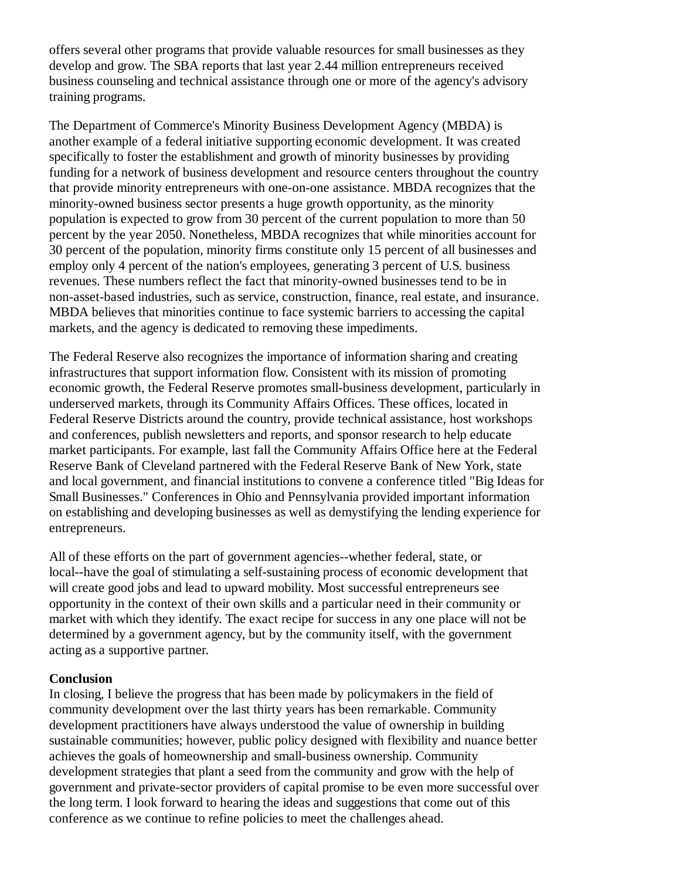offers several other programs that provide valuable resources for small businesses as they develop and grow. The SBA reports that last year 2.44 million entrepreneurs received business counseling and technical assistance through one or more of the agency's advisory training programs.

The Department of Commerce's Minority Business Development Agency (MBDA) is another example of a federal initiative supporting economic development. It was created specifically to foster the establishment and growth of minority businesses by providing funding for a network of business development and resource centers throughout the country that provide minority entrepreneurs with one-on-one assistance. MBDA recognizes that the minority-owned business sector presents a huge growth opportunity, as the minority population is expected to grow from 30 percent of the current population to more than 50 percent by the year 2050. Nonetheless, MBDA recognizes that while minorities account for 30 percent of the population, minority firms constitute only 15 percent of all businesses and employ only 4 percent of the nation's employees, generating 3 percent of U.S. business revenues. These numbers reflect the fact that minority-owned businesses tend to be in non-asset-based industries, such as service, construction, finance, real estate, and insurance. MBDA believes that minorities continue to face systemic barriers to accessing the capital markets, and the agency is dedicated to removing these impediments.

The Federal Reserve also recognizes the importance of information sharing and creating infrastructures that support information flow. Consistent with its mission of promoting economic growth, the Federal Reserve promotes small-business development, particularly in underserved markets, through its Community Affairs Offices. These offices, located in Federal Reserve Districts around the country, provide technical assistance, host workshops and conferences, publish newsletters and reports, and sponsor research to help educate market participants. For example, last fall the Community Affairs Office here at the Federal Reserve Bank of Cleveland partnered with the Federal Reserve Bank of New York, state and local government, and financial institutions to convene a conference titled "Big Ideas for Small Businesses." Conferences in Ohio and Pennsylvania provided important information on establishing and developing businesses as well as demystifying the lending experience for entrepreneurs.

All of these efforts on the part of government agencies--whether federal, state, or local--have the goal of stimulating a self-sustaining process of economic development that will create good jobs and lead to upward mobility. Most successful entrepreneurs see opportunity in the context of their own skills and a particular need in their community or market with which they identify. The exact recipe for success in any one place will not be determined by a government agency, but by the community itself, with the government acting as a supportive partner.

**Conclusion**

In closing, I believe the progress that has been made by policymakers in the field of community development over the last thirty years has been remarkable. Community development practitioners have always understood the value of ownership in building sustainable communities; however, public policy designed with flexibility and nuance better achieves the goals of homeownership and small-business ownership. Community development strategies that plant a seed from the community and grow with the help of government and private-sector providers of capital promise to be even more successful over the long term. I look forward to hearing the ideas and suggestions that come out of this conference as we continue to refine policies to meet the challenges ahead.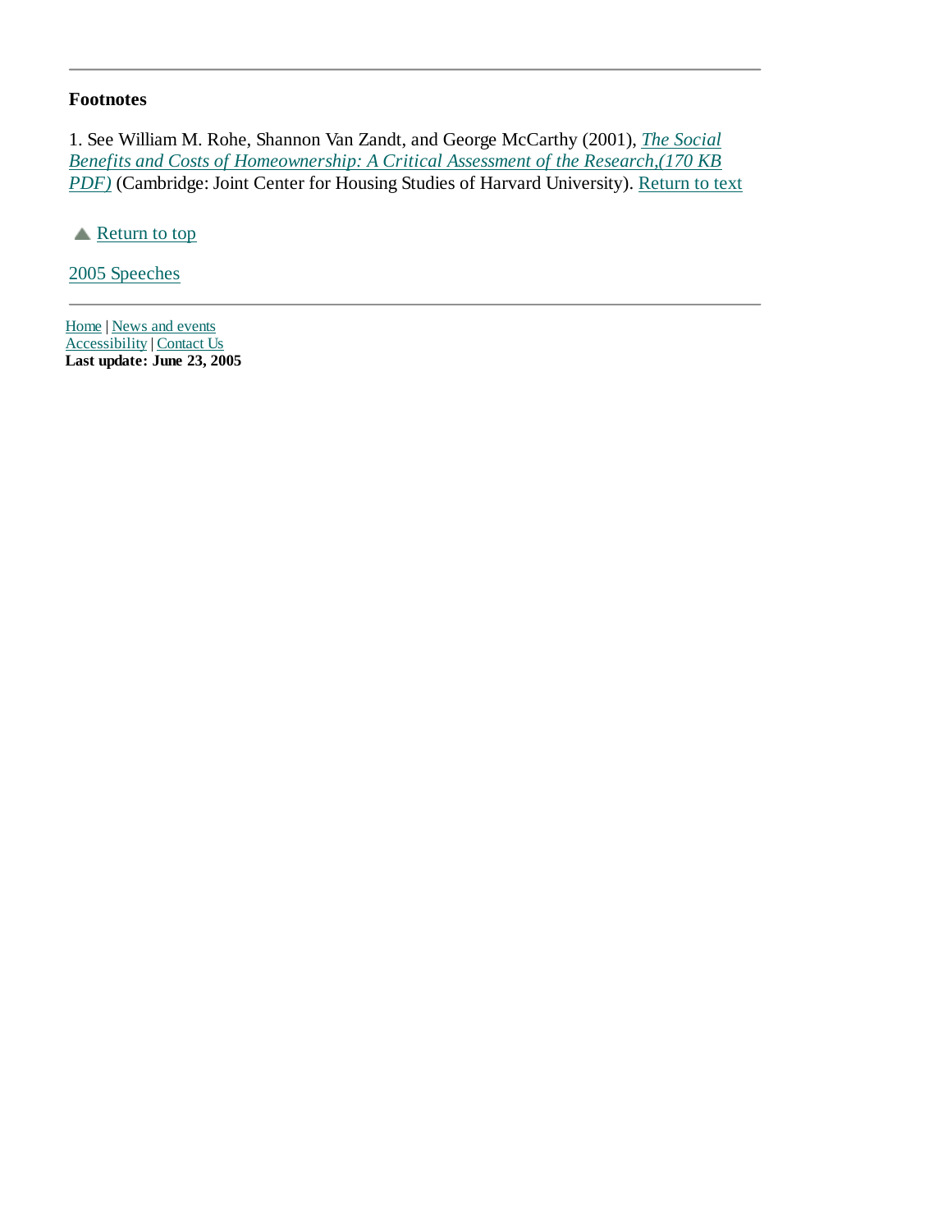---

**Footnotes**

1. See William M. Rohe, Shannon Van Zandt, and George McCarthy (2001), *The Social Benefits and Costs of Homeownership: A Critical Assessment of the Research,(170 KB PDF)* (Cambridge: Joint Center for Housing Studies of Harvard University). Return to text

Return to top

2005 Speeches

---

Home | News and events
Accessibility | Contact Us
**Last update: June 23, 2005**